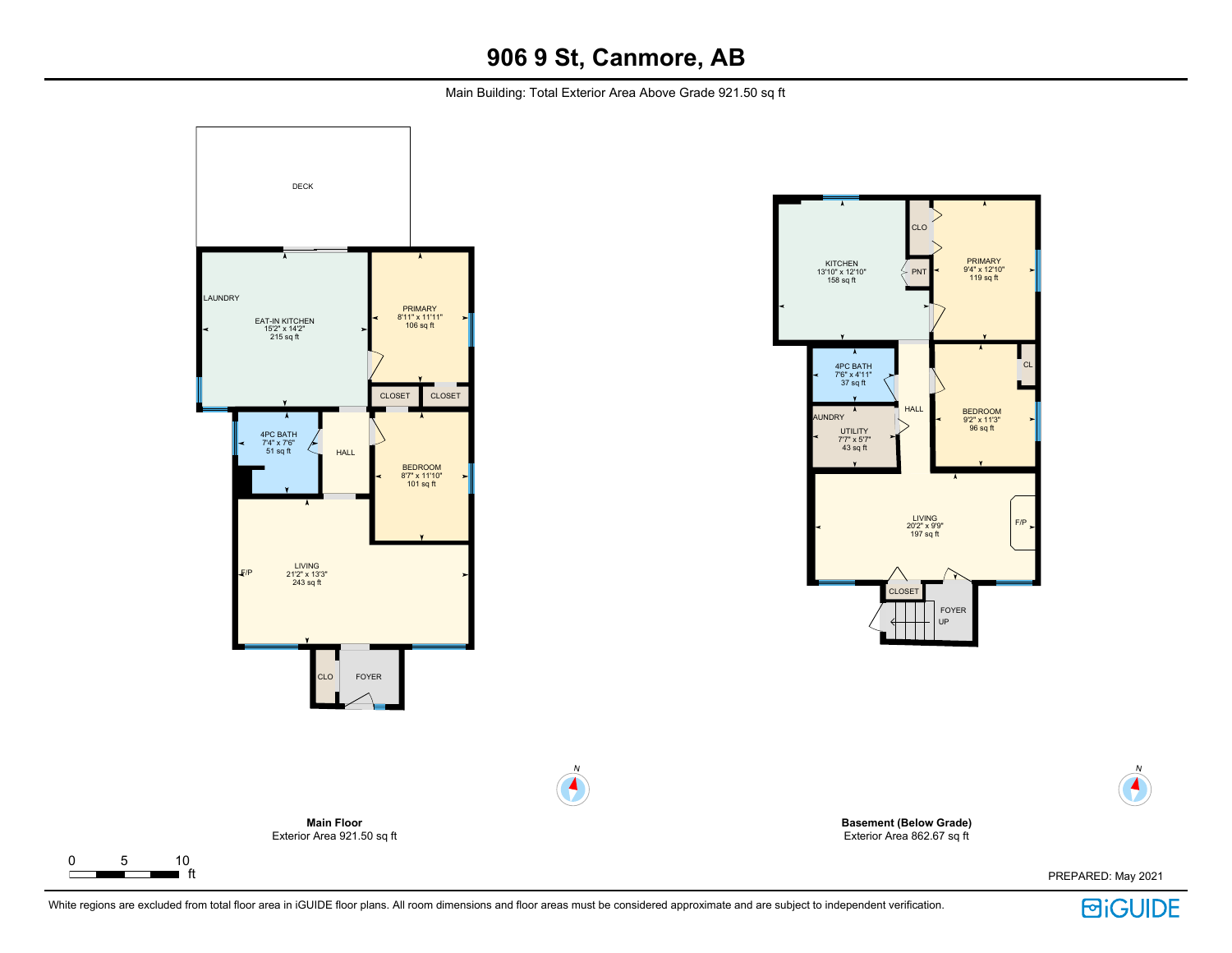# 906 9 St, Canmore, AB

Main Building: Total Exterior Area Above Grade 921.50 sq ft

DECK

LAUNDRY

EAT-IN KITCHEN
15'2" x 14'2"
215 sq ft

PRIMARY
8'11" x 11'11"
106 sq ft

CLOSET

CLOSET

4PC BATH
7'4" x 7'6"
51 sq ft

HALL

BEDROOM
8'7" x 11'10"
101 sq ft

F/P

LIVING
21'2" x 13'3"
243 sq ft

CLO

FOYER

CLO

KITCHEN
13'10" x 12'10"
158 sq ft

PNT

PRIMARY
9'4" x 12'10"
119 sq ft

4PC BATH
7'6" x 4'11"
37 sq ft

CL

HALL

AUNDRY

UTILITY
7'7" x 5'7"
43 sq ft

BEDROOM
9'2" x 11'3"
96 sq ft

LIVING
20'2" x 9'9"
197 sq ft

F/P

CLOSET

FOYER

UP

N

N

**Main Floor**
Exterior Area 921.50 sq ft

**Basement (Below Grade)**
Exterior Area 862.67 sq ft

0 5 10 ft

PREPARED: May 2021

White regions are excluded from total floor area in iGUIDE floor plans. All room dimensions and floor areas must be considered approximate and are subject to independent verification.

iGUIDE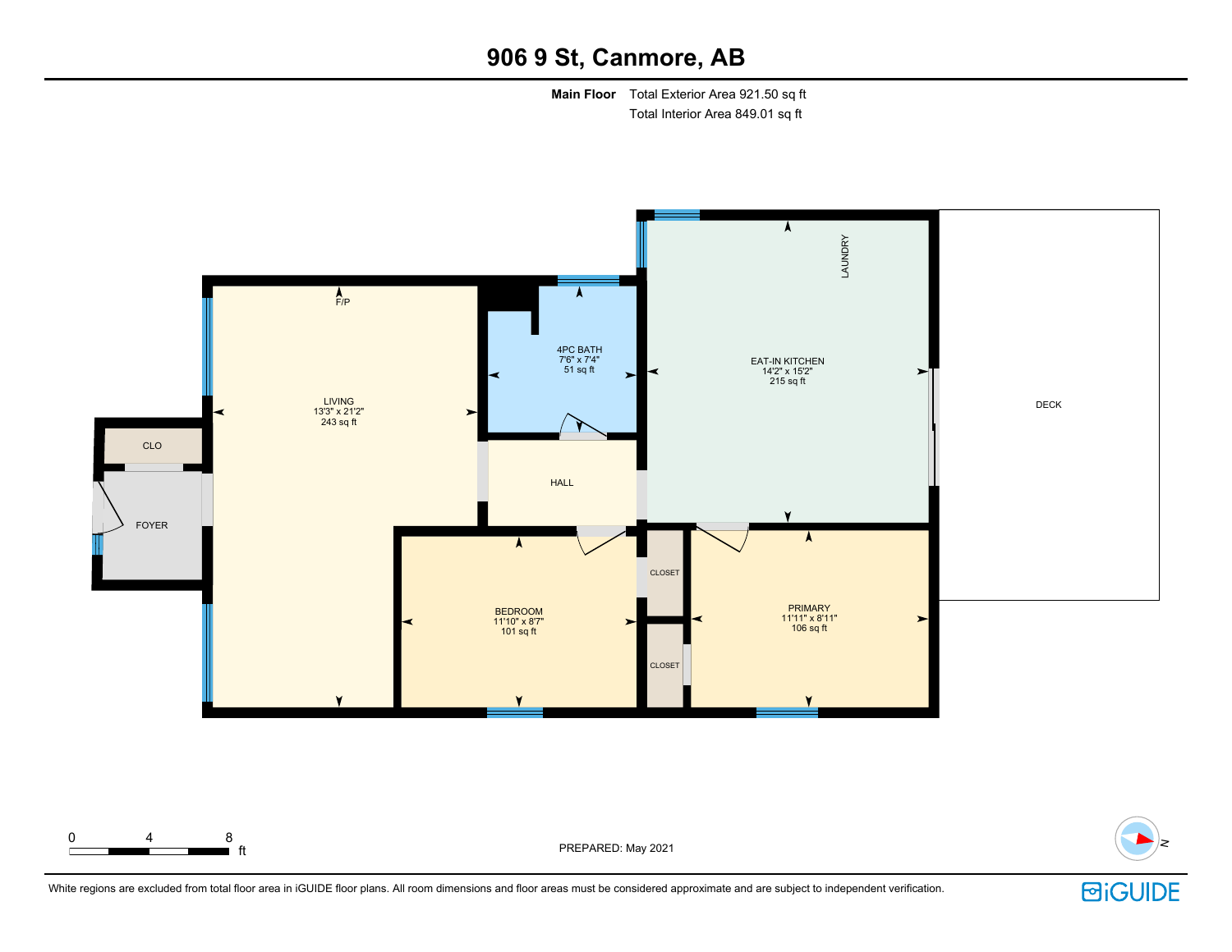# 906 9 St, Canmore, AB

**Main Floor** Total Exterior Area 921.50 sq ft
Total Interior Area 849.01 sq ft

F/P

LIVING
13'3" x 21'2"
243 sq ft

4PC BATH
7'6" x 7'4"
51 sq ft

LAUNDRY

EAT-IN KITCHEN
14'2" x 15'2"
215 sq ft

DECK

CLO

FOYER

HALL

BEDROOM
11'10" x 8'7"
101 sq ft

CLOSET

CLOSET

PRIMARY
11'11" x 8'11"
106 sq ft

0 4 8 ft

PREPARED: May 2021

N

White regions are excluded from total floor area in iGUIDE floor plans. All room dimensions and floor areas must be considered approximate and are subject to independent verification.

iGUIDE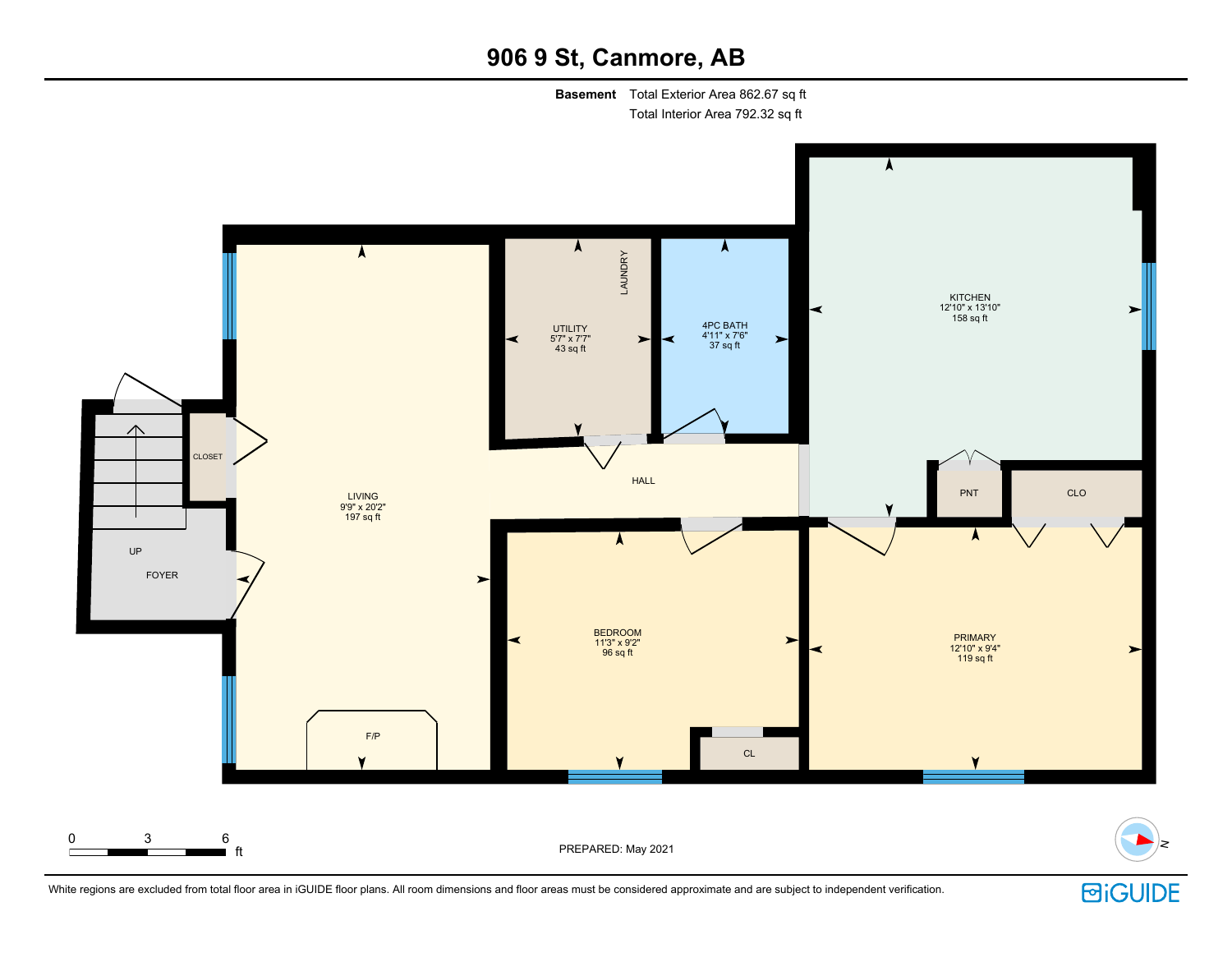# 906 9 St, Canmore, AB

**Basement** Total Exterior Area 862.67 sq ft
Total Interior Area 792.32 sq ft

KITCHEN
12'10" x 13'10"
158 sq ft

UTILITY
5'7" x 7'7"
43 sq ft

LAUNDRY

4PC BATH
4'11" x 7'6"
37 sq ft

CLOSET

LIVING
9'9" x 20'2"
197 sq ft

HALL

PNT

CLO

UP

FOYER

BEDROOM
11'3" x 9'2"
96 sq ft

PRIMARY
12'10" x 9'4"
119 sq ft

F/P

CL

0 3 6 ft

PREPARED: May 2021

N

White regions are excluded from total floor area in iGUIDE floor plans. All room dimensions and floor areas must be considered approximate and are subject to independent verification.

iGUIDE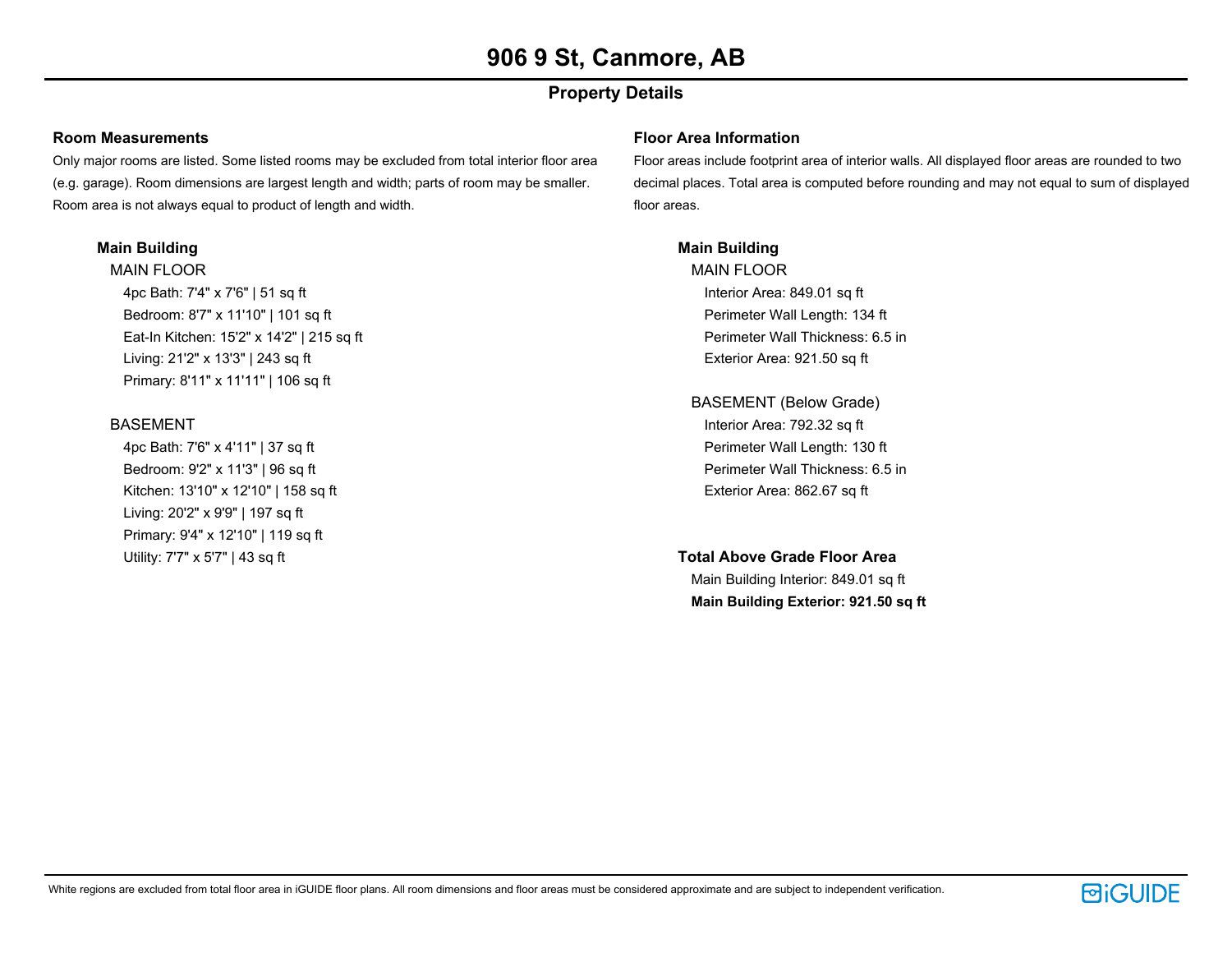# 906 9 St, Canmore, AB

## Property Details

### Room Measurements

Only major rooms are listed. Some listed rooms may be excluded from total interior floor area (e.g. garage). Room dimensions are largest length and width; parts of room may be smaller. Room area is not always equal to product of length and width.

**Main Building**

MAIN FLOOR

- 4pc Bath: 7'4" x 7'6" | 51 sq ft
- Bedroom: 8'7" x 11'10" | 101 sq ft
- Eat-In Kitchen: 15'2" x 14'2" | 215 sq ft
- Living: 21'2" x 13'3" | 243 sq ft
- Primary: 8'11" x 11'11" | 106 sq ft

BASEMENT

- 4pc Bath: 7'6" x 4'11" | 37 sq ft
- Bedroom: 9'2" x 11'3" | 96 sq ft
- Kitchen: 13'10" x 12'10" | 158 sq ft
- Living: 20'2" x 9'9" | 197 sq ft
- Primary: 9'4" x 12'10" | 119 sq ft
- Utility: 7'7" x 5'7" | 43 sq ft

### Floor Area Information

Floor areas include footprint area of interior walls. All displayed floor areas are rounded to two decimal places. Total area is computed before rounding and may not equal to sum of displayed floor areas.

**Main Building**

MAIN FLOOR

- Interior Area: 849.01 sq ft
- Perimeter Wall Length: 134 ft
- Perimeter Wall Thickness: 6.5 in
- Exterior Area: 921.50 sq ft

BASEMENT (Below Grade)

- Interior Area: 792.32 sq ft
- Perimeter Wall Length: 130 ft
- Perimeter Wall Thickness: 6.5 in
- Exterior Area: 862.67 sq ft

**Total Above Grade Floor Area**

Main Building Interior: 849.01 sq ft

**Main Building Exterior: 921.50 sq ft**

White regions are excluded from total floor area in iGUIDE floor plans. All room dimensions and floor areas must be considered approximate and are subject to independent verification.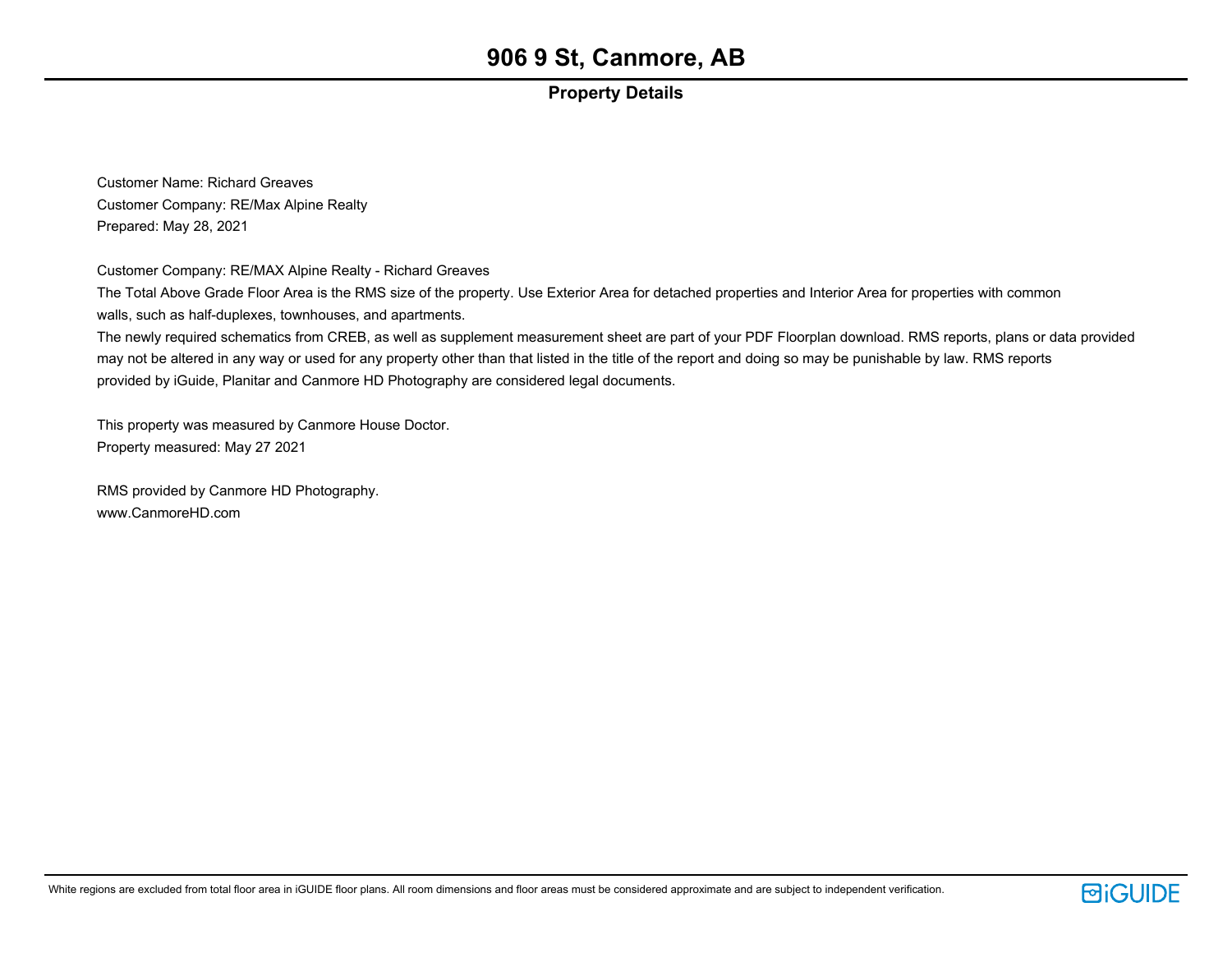# 906 9 St, Canmore, AB

## Property Details

Customer Name: Richard Greaves
Customer Company: RE/Max Alpine Realty
Prepared: May 28, 2021

Customer Company: RE/MAX Alpine Realty - Richard Greaves
The Total Above Grade Floor Area is the RMS size of the property. Use Exterior Area for detached properties and Interior Area for properties with common walls, such as half-duplexes, townhouses, and apartments.
The newly required schematics from CREB, as well as supplement measurement sheet are part of your PDF Floorplan download. RMS reports, plans or data provided may not be altered in any way or used for any property other than that listed in the title of the report and doing so may be punishable by law. RMS reports provided by iGuide, Planitar and Canmore HD Photography are considered legal documents.

This property was measured by Canmore House Doctor.
Property measured: May 27 2021

RMS provided by Canmore HD Photography.
www.CanmoreHD.com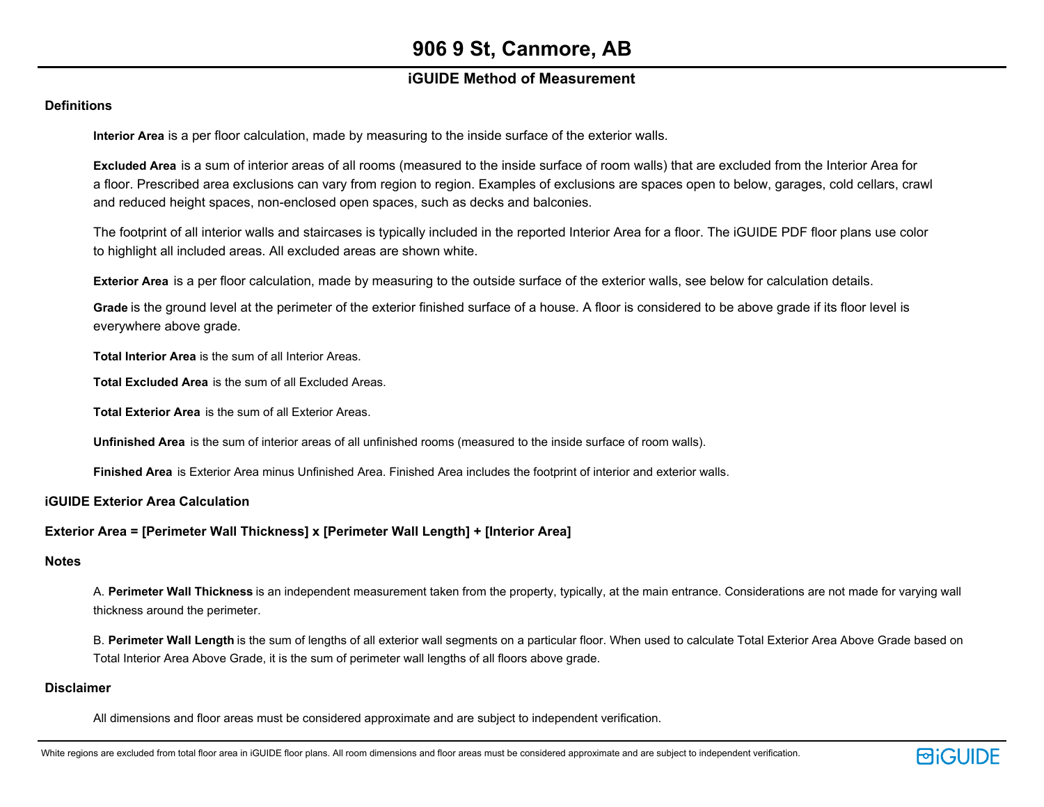# 906 9 St, Canmore, AB

## iGUIDE Method of Measurement

### Definitions

**Interior Area** is a per floor calculation, made by measuring to the inside surface of the exterior walls.

**Excluded Area** is a sum of interior areas of all rooms (measured to the inside surface of room walls) that are excluded from the Interior Area for a floor. Prescribed area exclusions can vary from region to region. Examples of exclusions are spaces open to below, garages, cold cellars, crawl and reduced height spaces, non-enclosed open spaces, such as decks and balconies.

The footprint of all interior walls and staircases is typically included in the reported Interior Area for a floor. The iGUIDE PDF floor plans use color to highlight all included areas. All excluded areas are shown white.

**Exterior Area** is a per floor calculation, made by measuring to the outside surface of the exterior walls, see below for calculation details.

**Grade** is the ground level at the perimeter of the exterior finished surface of a house. A floor is considered to be above grade if its floor level is everywhere above grade.

**Total Interior Area** is the sum of all Interior Areas.

**Total Excluded Area** is the sum of all Excluded Areas.

**Total Exterior Area** is the sum of all Exterior Areas.

**Unfinished Area** is the sum of interior areas of all unfinished rooms (measured to the inside surface of room walls).

**Finished Area** is Exterior Area minus Unfinished Area. Finished Area includes the footprint of interior and exterior walls.

### iGUIDE Exterior Area Calculation

**Exterior Area = [Perimeter Wall Thickness] x [Perimeter Wall Length] + [Interior Area]**

### Notes

A. **Perimeter Wall Thickness** is an independent measurement taken from the property, typically, at the main entrance. Considerations are not made for varying wall thickness around the perimeter.

B. **Perimeter Wall Length** is the sum of lengths of all exterior wall segments on a particular floor. When used to calculate Total Exterior Area Above Grade based on Total Interior Area Above Grade, it is the sum of perimeter wall lengths of all floors above grade.

### Disclaimer

All dimensions and floor areas must be considered approximate and are subject to independent verification.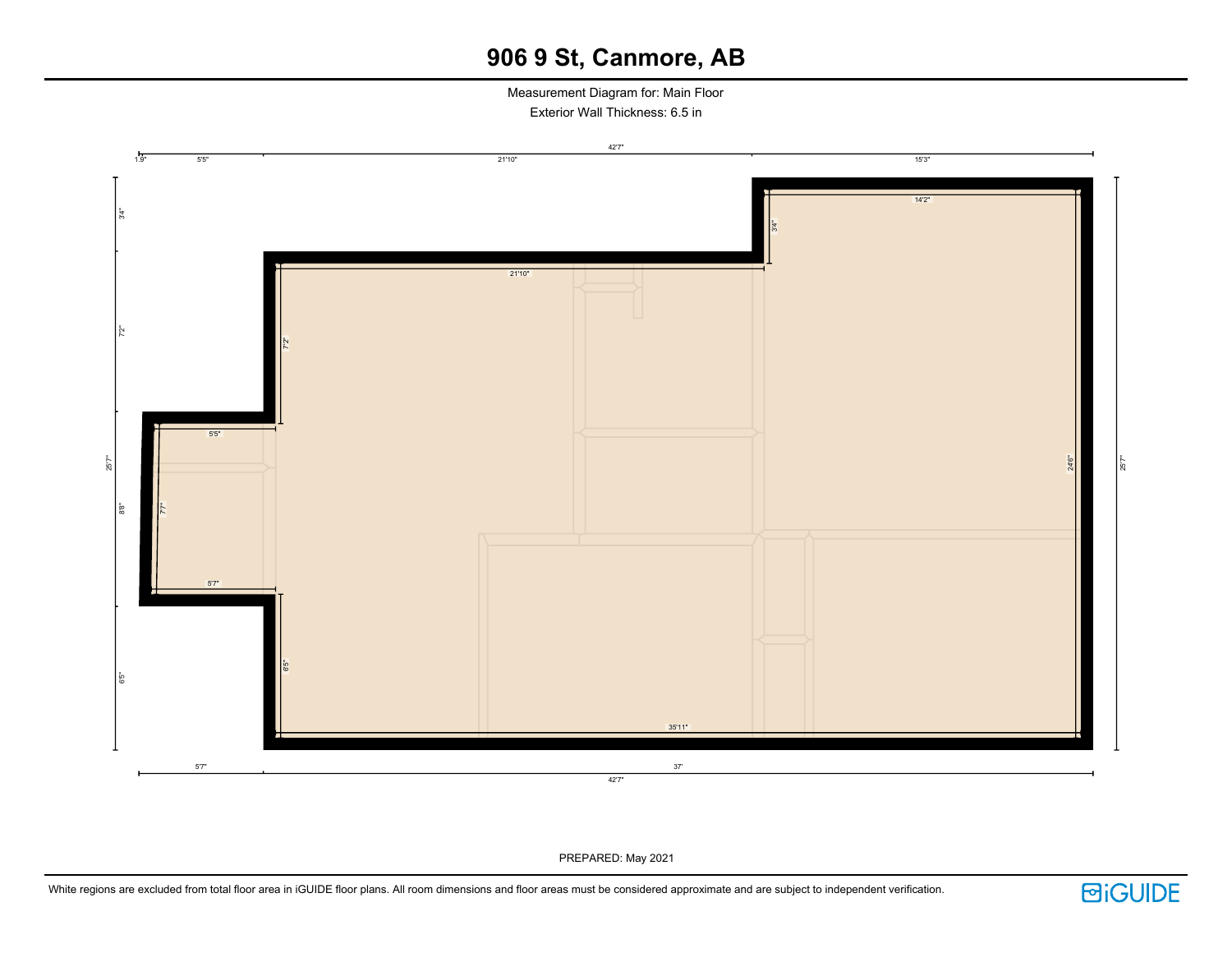# 906 9 St, Canmore, AB

Measurement Diagram for: Main Floor

Exterior Wall Thickness: 6.5 in

42'7"

1.9" 5'5" 21'10" 15'3"

3'4" 7'2" 25'7" 8'8" 6'5"

14'2"

3'4"

21'10"

7'2"

5'5"

7'7"

24'6"

25'7"

5'7"

6'5"

35'11"

5'7" 37'

42'7"

PREPARED: May 2021

White regions are excluded from total floor area in iGUIDE floor plans. All room dimensions and floor areas must be considered approximate and are subject to independent verification.

iGUIDE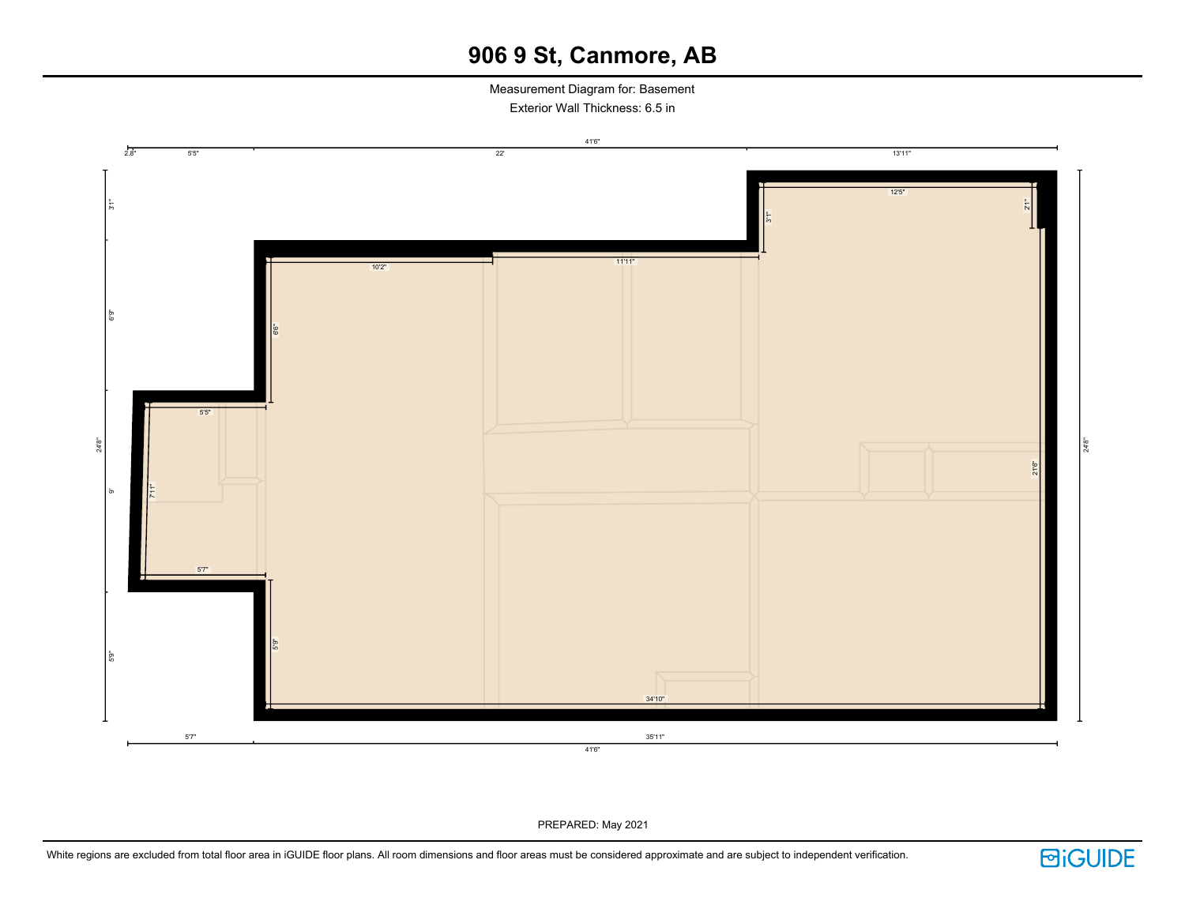# 906 9 St, Canmore, AB

Measurement Diagram for: Basement

Exterior Wall Thickness: 6.5 in

41'6"

2'8" 5'5" 22' 13'11"

3'1"

6'9"

24'8"

9'

5'9"

12'5"

2'1"

3'1"

10'2"

11'11"

6'6"

5'5"

7'11"

5'7"

21'6"

24'8"

5'9"

34'10"

5'7" 35'11"

41'6"

PREPARED: May 2021

White regions are excluded from total floor area in iGUIDE floor plans. All room dimensions and floor areas must be considered approximate and are subject to independent verification.

iGUIDE